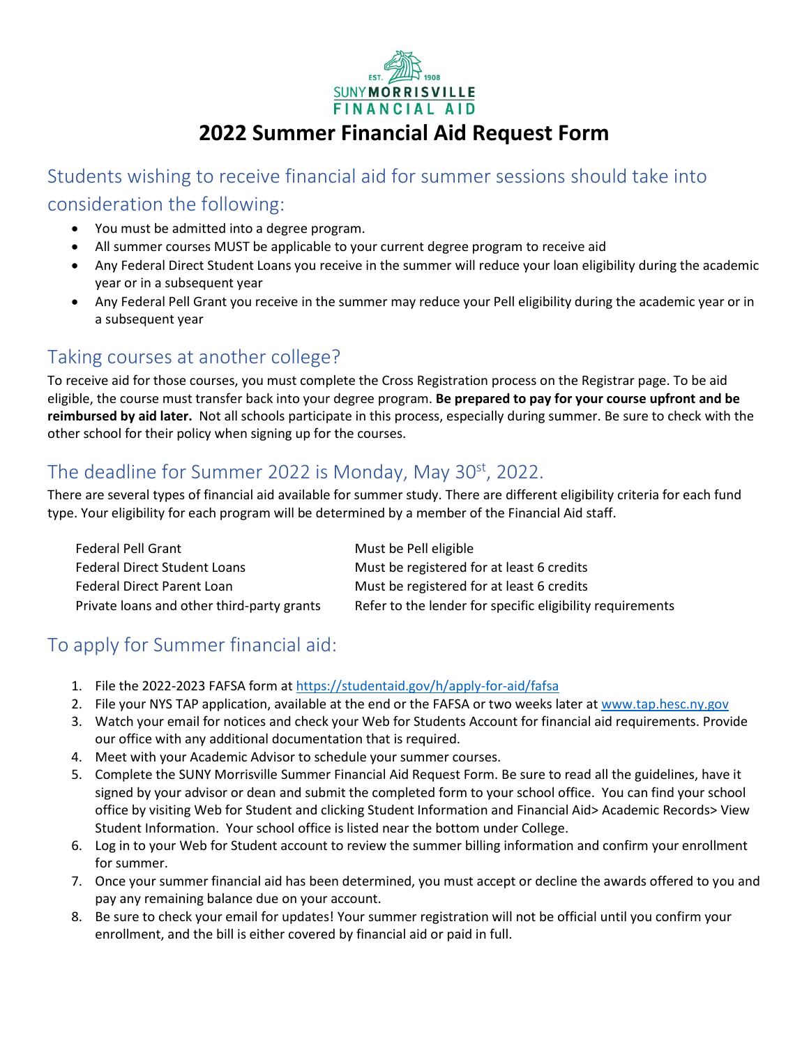SUNY MORRISVILLE FINANCIAL AID

EST. 1908

# 2022 Summer Financial Aid Request Form

## Students wishing to receive financial aid for summer sessions should take into consideration the following:

- You must be admitted into a degree program.
- All summer courses MUST be applicable to your current degree program to receive aid
- Any Federal Direct Student Loans you receive in the summer will reduce your loan eligibility during the academic year or in a subsequent year
- Any Federal Pell Grant you receive in the summer may reduce your Pell eligibility during the academic year or in a subsequent year

## Taking courses at another college?

To receive aid for those courses, you must complete the Cross Registration process on the Registrar page. To be aid eligible, the course must transfer back into your degree program. **Be prepared to pay for your course upfront and be reimbursed by aid later.** Not all schools participate in this process, especially during summer. Be sure to check with the other school for their policy when signing up for the courses.

## The deadline for Summer 2022 is Monday, May 30st, 2022.

There are several types of financial aid available for summer study. There are different eligibility criteria for each fund type. Your eligibility for each program will be determined by a member of the Financial Aid staff.

| | |
|---|---|
| Federal Pell Grant | Must be Pell eligible |
| Federal Direct Student Loans | Must be registered for at least 6 credits |
| Federal Direct Parent Loan | Must be registered for at least 6 credits |
| Private loans and other third-party grants | Refer to the lender for specific eligibility requirements |

## To apply for Summer financial aid:

1. File the 2022-2023 FAFSA form at https://studentaid.gov/h/apply-for-aid/fafsa
2. File your NYS TAP application, available at the end or the FAFSA or two weeks later at www.tap.hesc.ny.gov
3. Watch your email for notices and check your Web for Students Account for financial aid requirements. Provide our office with any additional documentation that is required.
4. Meet with your Academic Advisor to schedule your summer courses.
5. Complete the SUNY Morrisville Summer Financial Aid Request Form. Be sure to read all the guidelines, have it signed by your advisor or dean and submit the completed form to your school office. You can find your school office by visiting Web for Student and clicking Student Information and Financial Aid> Academic Records> View Student Information. Your school office is listed near the bottom under College.
6. Log in to your Web for Student account to review the summer billing information and confirm your enrollment for summer.
7. Once your summer financial aid has been determined, you must accept or decline the awards offered to you and pay any remaining balance due on your account.
8. Be sure to check your email for updates! Your summer registration will not be official until you confirm your enrollment, and the bill is either covered by financial aid or paid in full.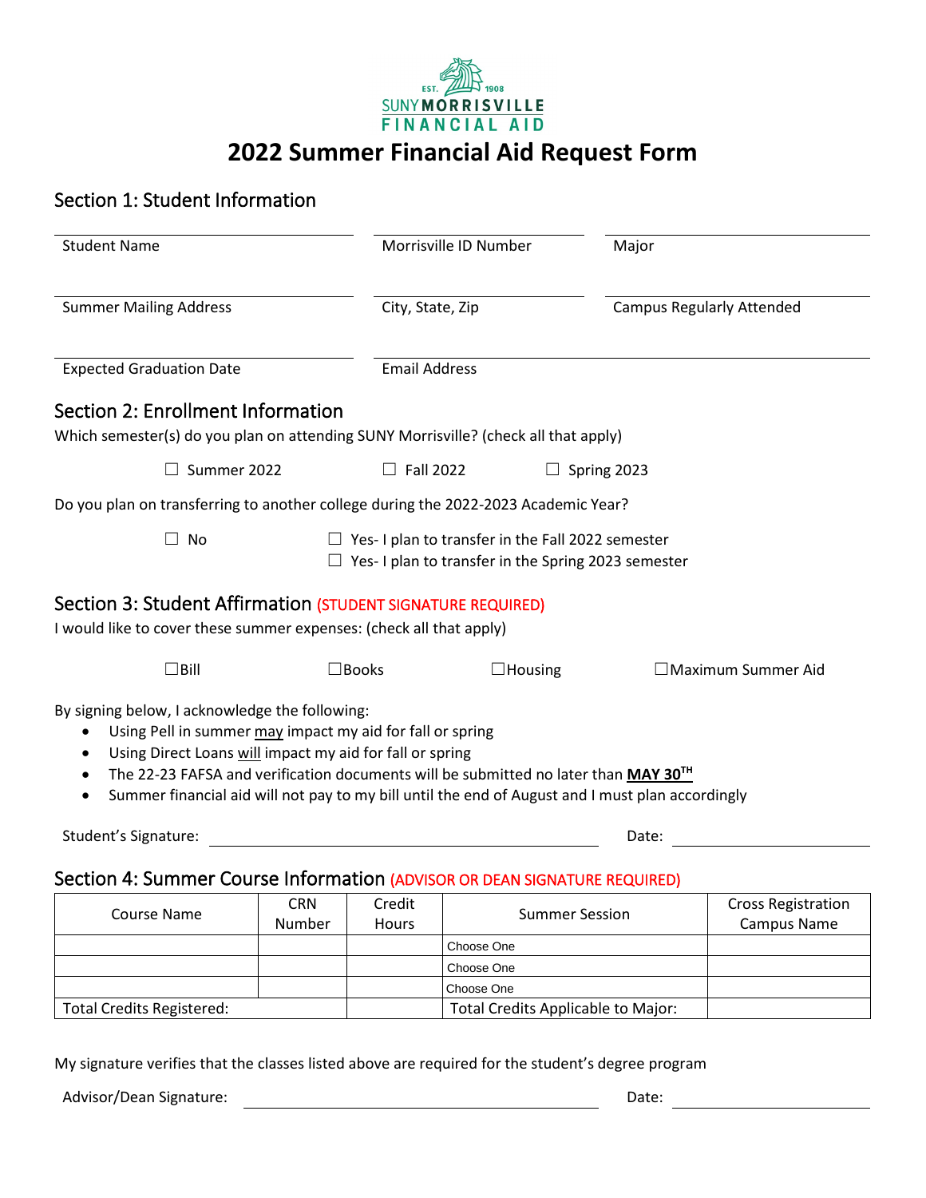SUNY MORRISVILLE FINANCIAL AID
EST. 1908

# 2022 Summer Financial Aid Request Form

## Section 1: Student Information

Student Name

Morrisville ID Number

Major

Summer Mailing Address

City, State, Zip

Campus Regularly Attended

Expected Graduation Date

Email Address

## Section 2: Enrollment Information

Which semester(s) do you plan on attending SUNY Morrisville? (check all that apply)

☐ Summer 2022 ☐ Fall 2022 ☐ Spring 2023

Do you plan on transferring to another college during the 2022-2023 Academic Year?

☐ No

☐ Yes- I plan to transfer in the Fall 2022 semester

☐ Yes- I plan to transfer in the Spring 2023 semester

## Section 3: Student Affirmation (STUDENT SIGNATURE REQUIRED)

I would like to cover these summer expenses: (check all that apply)

☐Bill ☐Books ☐Housing ☐Maximum Summer Aid

By signing below, I acknowledge the following:

- Using Pell in summer may impact my aid for fall or spring
- Using Direct Loans will impact my aid for fall or spring
- The 22-23 FAFSA and verification documents will be submitted no later than **MAY 30TH**
- Summer financial aid will not pay to my bill until the end of August and I must plan accordingly

Student's Signature: \_\_\_\_\_\_\_\_\_\_\_\_\_\_\_\_\_\_\_\_ Date: \_\_\_\_\_\_\_\_\_\_

## Section 4: Summer Course Information (ADVISOR OR DEAN SIGNATURE REQUIRED)

| Course Name | CRN Number | Credit Hours | Summer Session | Cross Registration Campus Name |
|---|---|---|---|---|
| | | | Choose One | |
| | | | Choose One | |
| | | | Choose One | |
| Total Credits Registered: | | | Total Credits Applicable to Major: | |

My signature verifies that the classes listed above are required for the student's degree program

Advisor/Dean Signature: \_\_\_\_\_\_\_\_\_\_\_\_\_\_\_\_\_\_\_\_ Date: \_\_\_\_\_\_\_\_\_\_